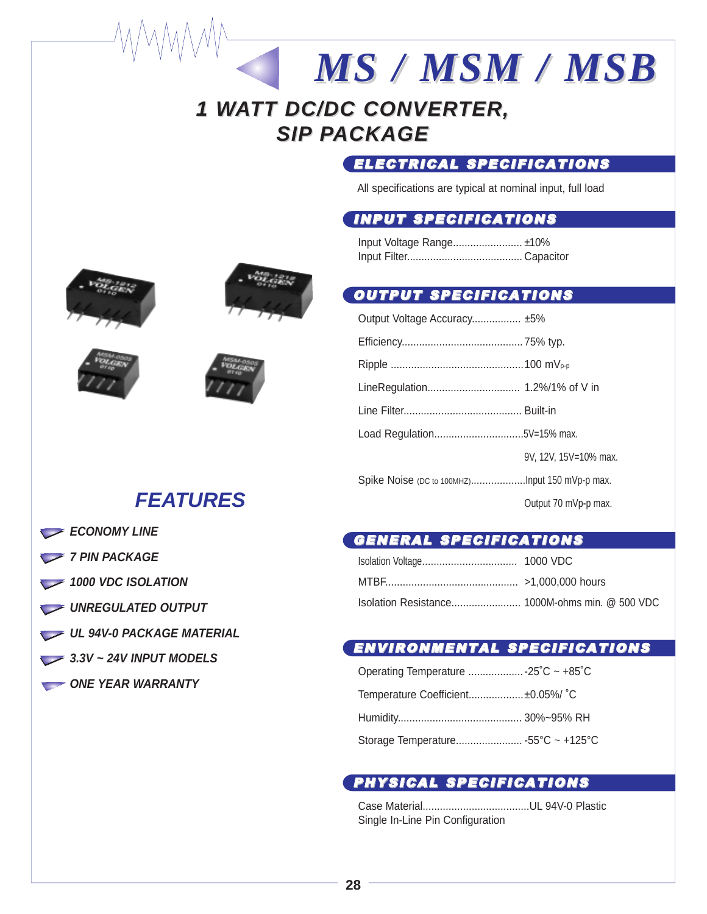# MS / MSM / MSB

## 1 WATT DC/DC CONVERTER, SIP PACKAGE

## FEATURES

- ECONOMY LINE
- 7 PIN PACKAGE
- 1000 VDC ISOLATION
- UNREGULATED OUTPUT
- UL 94V-0 PACKAGE MATERIAL
- 3.3V ~ 24V INPUT MODELS
- ONE YEAR WARRANTY

## ELECTRICAL SPECIFICATIONS

All specifications are typical at nominal input, full load

### INPUT SPECIFICATIONS

Input Voltage Range........................ ±10%
Input Filter........................................ Capacitor

### OUTPUT SPECIFICATIONS

Output Voltage Accuracy................. ±5%

Efficiency.......................................... 75% typ.

Ripple .............................................. 100 $mV_{p\text{-}p}$

LineRegulation................................ 1.2%/1% of V in

Line Filter......................................... Built-in

Load Regulation...............................5V=15% max.
9V, 12V, 15V=10% max.

Spike Noise (DC to 100MHZ)...................Input 150 mVp-p max.
Output 70 mVp-p max.

### GENERAL SPECIFICATIONS

Isolation Voltage................................ 1000 VDC

MTBF............................................. >1,000,000 hours

Isolation Resistance........................ 1000M-ohms min. @ 500 VDC

### ENVIRONMENTAL SPECIFICATIONS

Operating Temperature ...................-25˚C ~ +85˚C

Temperature Coefficient...................±0.05%/ ˚C

Humidity........................................... 30%~95% RH

Storage Temperature....................... -55°C ~ +125°C

### PHYSICAL SPECIFICATIONS

Case Material.....................................UL 94V-0 Plastic
Single In-Line Pin Configuration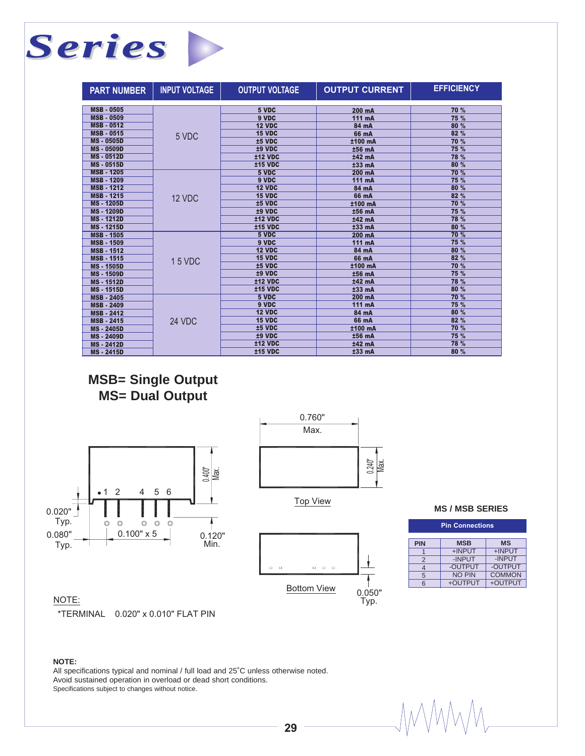# Series

| PART NUMBER | INPUT VOLTAGE | OUTPUT VOLTAGE | OUTPUT CURRENT | EFFICIENCY |
|---|---|---|---|---|
| MSB - 0505 | 5 VDC | 5 VDC | 200 mA | 70 % |
| MSB - 0509 | | 9 VDC | 111 mA | 75 % |
| MSB - 0512 | | 12 VDC | 84 mA | 80 % |
| MSB - 0515 | | 15 VDC | 66 mA | 82 % |
| MS - 0505D | | ±5 VDC | ±100 mA | 70 % |
| MS - 0509D | | ±9 VDC | ±56 mA | 75 % |
| MS - 0512D | | ±12 VDC | ±42 mA | 78 % |
| MS - 0515D | | ±15 VDC | ±33 mA | 80 % |
| MSB - 1205 | 12 VDC | 5 VDC | 200 mA | 70 % |
| MSB - 1209 | | 9 VDC | 111 mA | 75 % |
| MSB - 1212 | | 12 VDC | 84 mA | 80 % |
| MSB - 1215 | | 15 VDC | 66 mA | 82 % |
| MS - 1205D | | ±5 VDC | ±100 mA | 70 % |
| MS - 1209D | | ±9 VDC | ±56 mA | 75 % |
| MS - 1212D | | ±12 VDC | ±42 mA | 78 % |
| MS - 1215D | | ±15 VDC | ±33 mA | 80 % |
| MSB - 1505 | 15 VDC | 5 VDC | 200 mA | 70 % |
| MSB - 1509 | | 9 VDC | 111 mA | 75 % |
| MSB - 1512 | | 12 VDC | 84 mA | 80 % |
| MSB - 1515 | | 15 VDC | 66 mA | 82 % |
| MS - 1505D | | ±5 VDC | ±100 mA | 70 % |
| MS - 1509D | | ±9 VDC | ±56 mA | 75 % |
| MS - 1512D | | ±12 VDC | ±42 mA | 78 % |
| MS - 1515D | | ±15 VDC | ±33 mA | 80 % |
| MSB - 2405 | 24 VDC | 5 VDC | 200 mA | 70 % |
| MSB - 2409 | | 9 VDC | 111 mA | 75 % |
| MSB - 2412 | | 12 VDC | 84 mA | 80 % |
| MSB - 2415 | | 15 VDC | 66 mA | 82 % |
| MS - 2405D | | ±5 VDC | ±100 mA | 70 % |
| MS - 2409D | | ±9 VDC | ±56 mA | 75 % |
| MS - 2412D | | ±12 VDC | ±42 mA | 78 % |
| MS - 2415D | | ±15 VDC | ±33 mA | 80 % |

**MSB= Single Output**
**MS= Dual Output**

0.400" Max. 0.020" Typ. 0.080" Typ. 0.100" x 5 0.120" Min. 1 2 4 5 6

0.760" Max. 0.240" Max.

Top View

Bottom View

0.050" Typ.

NOTE:
*TERMINAL 0.020" x 0.010" FLAT PIN

### MS / MSB SERIES

**Pin Connections**

| PIN | MSB | MS |
|---|---|---|
| 1 | +INPUT | +INPUT |
| 2 | -INPUT | -INPUT |
| 4 | -OUTPUT | -OUTPUT |
| 5 | NO PIN | COMMON |
| 6 | +OUTPUT | +OUTPUT |

**NOTE:**
All specifications typical and nominal / full load and 25˚C unless otherwise noted.
Avoid sustained operation in overload or dead short conditions.
Specifications subject to changes without notice.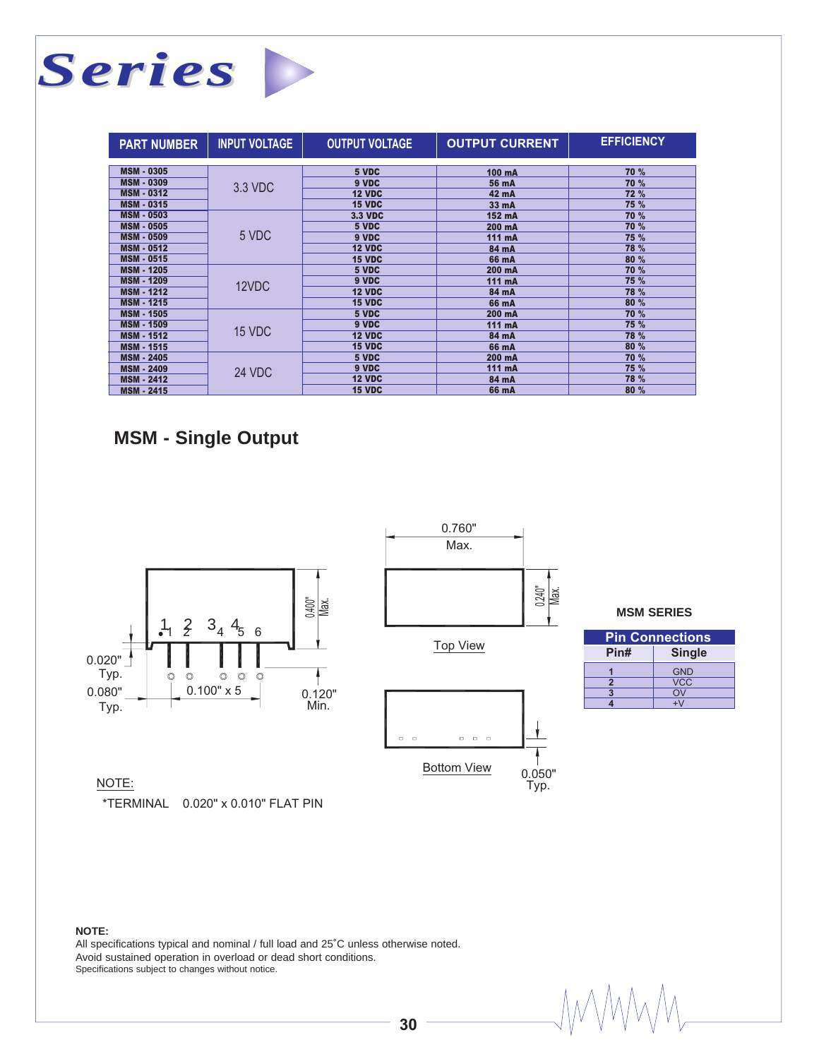# Series

| PART NUMBER | INPUT VOLTAGE | OUTPUT VOLTAGE | OUTPUT CURRENT | EFFICIENCY |
|---|---|---|---|---|
| MSM - 0305 | 3.3 VDC | 5 VDC | 100 mA | 70 % |
| MSM - 0309 | | 9 VDC | 56 mA | 70 % |
| MSM - 0312 | | 12 VDC | 42 mA | 72 % |
| MSM - 0315 | | 15 VDC | 33 mA | 75 % |
| MSM - 0503 | 5 VDC | 3.3 VDC | 152 mA | 70 % |
| MSM - 0505 | | 5 VDC | 200 mA | 70 % |
| MSM - 0509 | | 9 VDC | 111 mA | 75 % |
| MSM - 0512 | | 12 VDC | 84 mA | 78 % |
| MSM - 0515 | | 15 VDC | 66 mA | 80 % |
| MSM - 1205 | 12VDC | 5 VDC | 200 mA | 70 % |
| MSM - 1209 | | 9 VDC | 111 mA | 75 % |
| MSM - 1212 | | 12 VDC | 84 mA | 78 % |
| MSM - 1215 | | 15 VDC | 66 mA | 80 % |
| MSM - 1505 | 15 VDC | 5 VDC | 200 mA | 70 % |
| MSM - 1509 | | 9 VDC | 111 mA | 75 % |
| MSM - 1512 | | 12 VDC | 84 mA | 78 % |
| MSM - 1515 | | 15 VDC | 66 mA | 80 % |
| MSM - 2405 | 24 VDC | 5 VDC | 200 mA | 70 % |
| MSM - 2409 | | 9 VDC | 111 mA | 75 % |
| MSM - 2412 | | 12 VDC | 84 mA | 78 % |
| MSM - 2415 | | 15 VDC | 66 mA | 80 % |

## MSM - Single Output

1 2 3 4 5 6

0.400" Max.

0.020" Typ.

0.080" Typ.

0.100" x 5

0.120" Min.

0.760" Max.

0.240" Max.

Top View

Bottom View

0.050" Typ.

**MSM SERIES**

| Pin Connections | |
|---|---|
| **Pin#** | **Single** |
| 1 | GND |
| 2 | VCC |
| 3 | OV |
| 4 | +V |

NOTE:

*TERMINAL 0.020" x 0.010" FLAT PIN

**NOTE:**

All specifications typical and nominal / full load and 25˚C unless otherwise noted.
Avoid sustained operation in overload or dead short conditions.
Specifications subject to changes without notice.